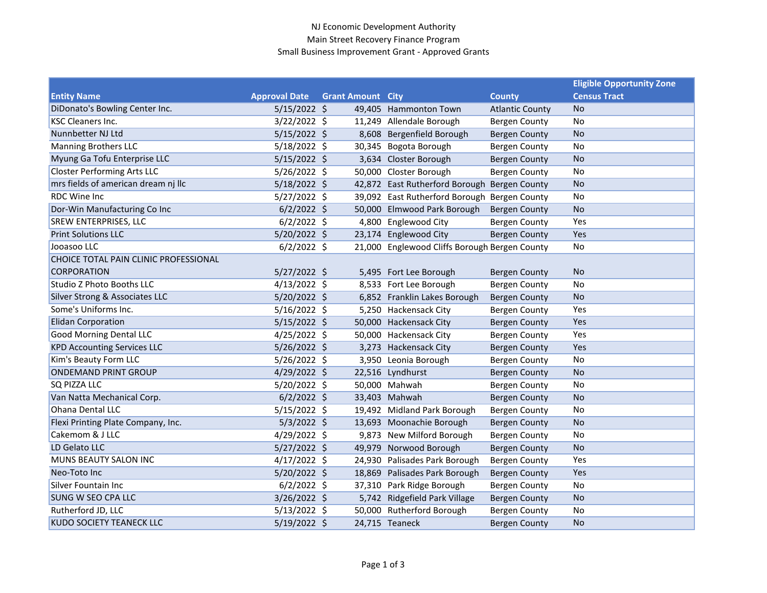NJ Economic Development Authority
Main Street Recovery Finance Program
Small Business Improvement Grant - Approved Grants

| Entity Name | Approval Date | Grant Amount | City | County | Eligible Opportunity Zone Census Tract |
|---|---|---|---|---|---|
| DiDonato's Bowling Center Inc. | 5/15/2022 | $ 49,405 | Hammonton Town | Atlantic County | No |
| KSC Cleaners Inc. | 3/22/2022 | $ 11,249 | Allendale Borough | Bergen County | No |
| Nunnbetter NJ Ltd | 5/15/2022 | $ 8,608 | Bergenfield Borough | Bergen County | No |
| Manning Brothers LLC | 5/18/2022 | $ 30,345 | Bogota Borough | Bergen County | No |
| Myung Ga Tofu Enterprise LLC | 5/15/2022 | $ 3,634 | Closter Borough | Bergen County | No |
| Closter Performing Arts LLC | 5/26/2022 | $ 50,000 | Closter Borough | Bergen County | No |
| mrs fields of american dream nj llc | 5/18/2022 | $ 42,872 | East Rutherford Borough | Bergen County | No |
| RDC Wine Inc | 5/27/2022 | $ 39,092 | East Rutherford Borough | Bergen County | No |
| Dor-Win Manufacturing Co Inc | 6/2/2022 | $ 50,000 | Elmwood Park Borough | Bergen County | No |
| SREW ENTERPRISES, LLC | 6/2/2022 | $ 4,800 | Englewood City | Bergen County | Yes |
| Print Solutions LLC | 5/20/2022 | $ 23,174 | Englewood City | Bergen County | Yes |
| Jooasoo LLC | 6/2/2022 | $ 21,000 | Englewood Cliffs Borough | Bergen County | No |
| CHOICE TOTAL PAIN CLINIC PROFESSIONAL CORPORATION | 5/27/2022 | $ 5,495 | Fort Lee Borough | Bergen County | No |
| Studio Z Photo Booths LLC | 4/13/2022 | $ 8,533 | Fort Lee Borough | Bergen County | No |
| Silver Strong & Associates LLC | 5/20/2022 | $ 6,852 | Franklin Lakes Borough | Bergen County | No |
| Some's Uniforms Inc. | 5/16/2022 | $ 5,250 | Hackensack City | Bergen County | Yes |
| Elidan Corporation | 5/15/2022 | $ 50,000 | Hackensack City | Bergen County | Yes |
| Good Morning Dental LLC | 4/25/2022 | $ 50,000 | Hackensack City | Bergen County | Yes |
| KPD Accounting Services LLC | 5/26/2022 | $ 3,273 | Hackensack City | Bergen County | Yes |
| Kim's Beauty Form LLC | 5/26/2022 | $ 3,950 | Leonia Borough | Bergen County | No |
| ONDEMAND PRINT GROUP | 4/29/2022 | $ 22,516 | Lyndhurst | Bergen County | No |
| SQ PIZZA LLC | 5/20/2022 | $ 50,000 | Mahwah | Bergen County | No |
| Van Natta Mechanical Corp. | 6/2/2022 | $ 33,403 | Mahwah | Bergen County | No |
| Ohana Dental LLC | 5/15/2022 | $ 19,492 | Midland Park Borough | Bergen County | No |
| Flexi Printing Plate Company, Inc. | 5/3/2022 | $ 13,693 | Moonachie Borough | Bergen County | No |
| Cakemom & J LLC | 4/29/2022 | $ 9,873 | New Milford Borough | Bergen County | No |
| LD Gelato LLC | 5/27/2022 | $ 49,979 | Norwood Borough | Bergen County | No |
| MUNS BEAUTY SALON INC | 4/17/2022 | $ 24,930 | Palisades Park Borough | Bergen County | Yes |
| Neo-Toto Inc | 5/20/2022 | $ 18,869 | Palisades Park Borough | Bergen County | Yes |
| Silver Fountain Inc | 6/2/2022 | $ 37,310 | Park Ridge Borough | Bergen County | No |
| SUNG W SEO CPA LLC | 3/26/2022 | $ 5,742 | Ridgefield Park Village | Bergen County | No |
| Rutherford JD, LLC | 5/13/2022 | $ 50,000 | Rutherford Borough | Bergen County | No |
| KUDO SOCIETY TEANECK LLC | 5/19/2022 | $ 24,715 | Teaneck | Bergen County | No |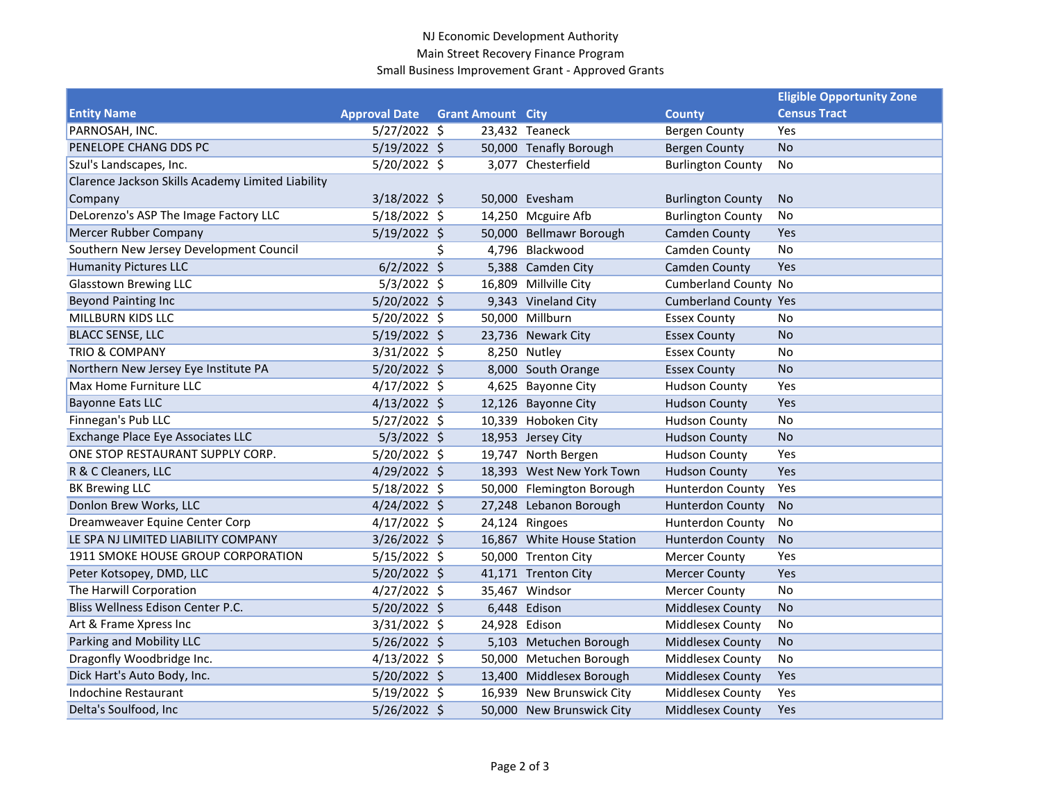NJ Economic Development Authority
Main Street Recovery Finance Program
Small Business Improvement Grant - Approved Grants

| Entity Name | Approval Date | Grant Amount | City | County | Eligible Opportunity Zone Census Tract |
|---|---|---|---|---|---|
| PARNOSAH, INC. | 5/27/2022 | $ 23,432 | Teaneck | Bergen County | Yes |
| PENELOPE CHANG DDS PC | 5/19/2022 | $ 50,000 | Tenafly Borough | Bergen County | No |
| Szul's Landscapes, Inc. | 5/20/2022 | $ 3,077 | Chesterfield | Burlington County | No |
| Clarence Jackson Skills Academy Limited Liability Company | 3/18/2022 | $ 50,000 | Evesham | Burlington County | No |
| DeLorenzo's ASP The Image Factory LLC | 5/18/2022 | $ 14,250 | Mcguire Afb | Burlington County | No |
| Mercer Rubber Company | 5/19/2022 | $ 50,000 | Bellmawr Borough | Camden County | Yes |
| Southern New Jersey Development Council | | $ 4,796 | Blackwood | Camden County | No |
| Humanity Pictures LLC | 6/2/2022 | $ 5,388 | Camden City | Camden County | Yes |
| Glasstown Brewing LLC | 5/3/2022 | $ 16,809 | Millville City | Cumberland County | No |
| Beyond Painting Inc | 5/20/2022 | $ 9,343 | Vineland City | Cumberland County | Yes |
| MILLBURN KIDS LLC | 5/20/2022 | $ 50,000 | Millburn | Essex County | No |
| BLACC SENSE, LLC | 5/19/2022 | $ 23,736 | Newark City | Essex County | No |
| TRIO & COMPANY | 3/31/2022 | $ 8,250 | Nutley | Essex County | No |
| Northern New Jersey Eye Institute PA | 5/20/2022 | $ 8,000 | South Orange | Essex County | No |
| Max Home Furniture LLC | 4/17/2022 | $ 4,625 | Bayonne City | Hudson County | Yes |
| Bayonne Eats LLC | 4/13/2022 | $ 12,126 | Bayonne City | Hudson County | Yes |
| Finnegan's Pub LLC | 5/27/2022 | $ 10,339 | Hoboken City | Hudson County | No |
| Exchange Place Eye Associates LLC | 5/3/2022 | $ 18,953 | Jersey City | Hudson County | No |
| ONE STOP RESTAURANT SUPPLY CORP. | 5/20/2022 | $ 19,747 | North Bergen | Hudson County | Yes |
| R & C Cleaners, LLC | 4/29/2022 | $ 18,393 | West New York Town | Hudson County | Yes |
| BK Brewing LLC | 5/18/2022 | $ 50,000 | Flemington Borough | Hunterdon County | Yes |
| Donlon Brew Works, LLC | 4/24/2022 | $ 27,248 | Lebanon Borough | Hunterdon County | No |
| Dreamweaver Equine Center Corp | 4/17/2022 | $ 24,124 | Ringoes | Hunterdon County | No |
| LE SPA NJ LIMITED LIABILITY COMPANY | 3/26/2022 | $ 16,867 | White House Station | Hunterdon County | No |
| 1911 SMOKE HOUSE GROUP CORPORATION | 5/15/2022 | $ 50,000 | Trenton City | Mercer County | Yes |
| Peter Kotsopey, DMD, LLC | 5/20/2022 | $ 41,171 | Trenton City | Mercer County | Yes |
| The Harwill Corporation | 4/27/2022 | $ 35,467 | Windsor | Mercer County | No |
| Bliss Wellness Edison Center P.C. | 5/20/2022 | $ 6,448 | Edison | Middlesex County | No |
| Art & Frame Xpress Inc | 3/31/2022 | $ 24,928 | Edison | Middlesex County | No |
| Parking and Mobility LLC | 5/26/2022 | $ 5,103 | Metuchen Borough | Middlesex County | No |
| Dragonfly Woodbridge Inc. | 4/13/2022 | $ 50,000 | Metuchen Borough | Middlesex County | No |
| Dick Hart's Auto Body, Inc. | 5/20/2022 | $ 13,400 | Middlesex Borough | Middlesex County | Yes |
| Indochine Restaurant | 5/19/2022 | $ 16,939 | New Brunswick City | Middlesex County | Yes |
| Delta's Soulfood, Inc | 5/26/2022 | $ 50,000 | New Brunswick City | Middlesex County | Yes |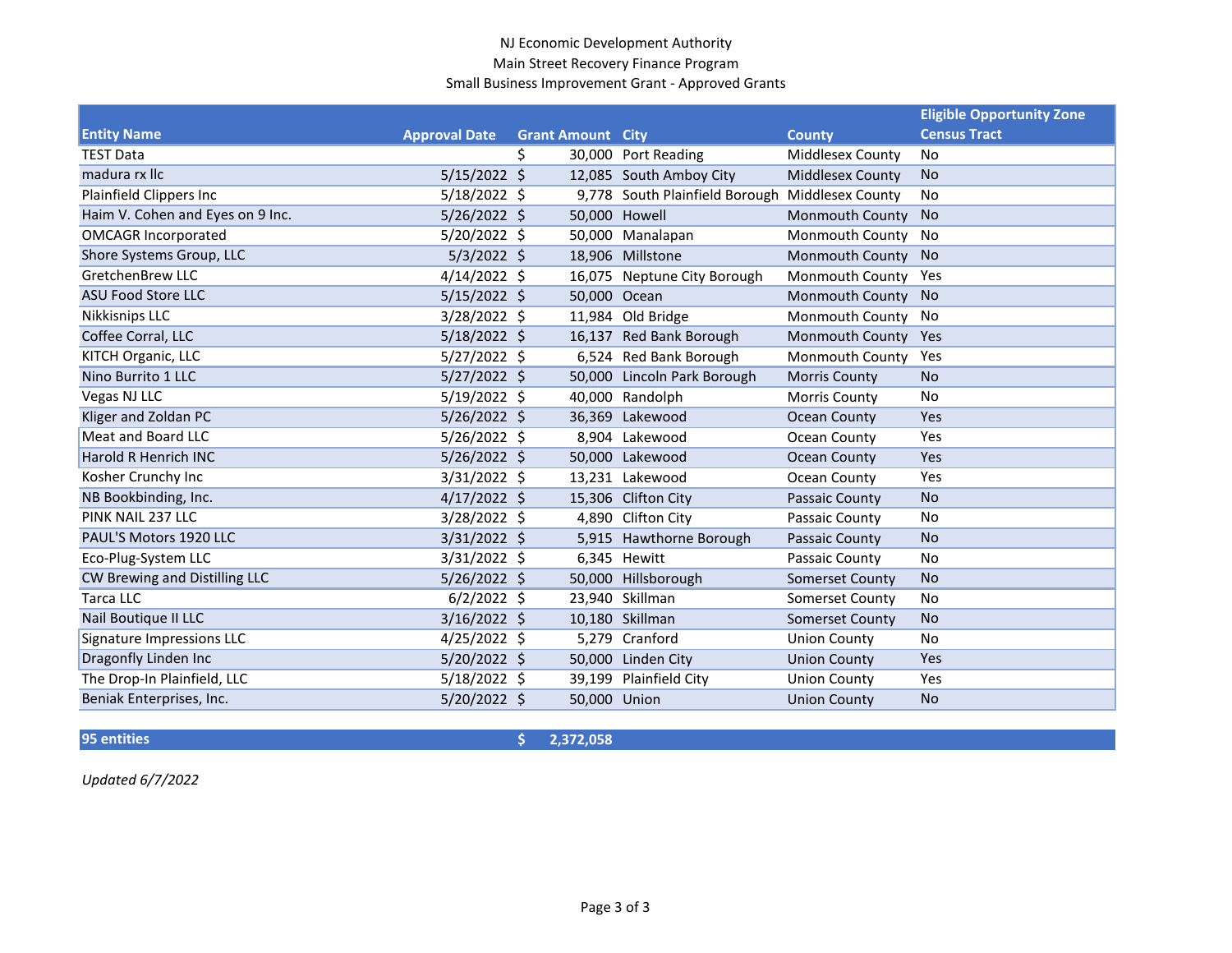NJ Economic Development Authority
Main Street Recovery Finance Program
Small Business Improvement Grant - Approved Grants

| Entity Name | Approval Date | Grant Amount | City | County | Eligible Opportunity Zone Census Tract |
|---|---|---|---|---|---|
| TEST Data | | $ 30,000 | Port Reading | Middlesex County | No |
| madura rx llc | 5/15/2022 | $ 12,085 | South Amboy City | Middlesex County | No |
| Plainfield Clippers Inc | 5/18/2022 | $ 9,778 | South Plainfield Borough | Middlesex County | No |
| Haim V. Cohen and Eyes on 9 Inc. | 5/26/2022 | $ 50,000 | Howell | Monmouth County | No |
| OMCAGR Incorporated | 5/20/2022 | $ 50,000 | Manalapan | Monmouth County | No |
| Shore Systems Group, LLC | 5/3/2022 | $ 18,906 | Millstone | Monmouth County | No |
| GretchenBrew LLC | 4/14/2022 | $ 16,075 | Neptune City Borough | Monmouth County | Yes |
| ASU Food Store LLC | 5/15/2022 | $ 50,000 | Ocean | Monmouth County | No |
| Nikkisnips LLC | 3/28/2022 | $ 11,984 | Old Bridge | Monmouth County | No |
| Coffee Corral, LLC | 5/18/2022 | $ 16,137 | Red Bank Borough | Monmouth County | Yes |
| KITCH Organic, LLC | 5/27/2022 | $ 6,524 | Red Bank Borough | Monmouth County | Yes |
| Nino Burrito 1 LLC | 5/27/2022 | $ 50,000 | Lincoln Park Borough | Morris County | No |
| Vegas NJ LLC | 5/19/2022 | $ 40,000 | Randolph | Morris County | No |
| Kliger and Zoldan PC | 5/26/2022 | $ 36,369 | Lakewood | Ocean County | Yes |
| Meat and Board LLC | 5/26/2022 | $ 8,904 | Lakewood | Ocean County | Yes |
| Harold R Henrich INC | 5/26/2022 | $ 50,000 | Lakewood | Ocean County | Yes |
| Kosher Crunchy Inc | 3/31/2022 | $ 13,231 | Lakewood | Ocean County | Yes |
| NB Bookbinding, Inc. | 4/17/2022 | $ 15,306 | Clifton City | Passaic County | No |
| PINK NAIL 237 LLC | 3/28/2022 | $ 4,890 | Clifton City | Passaic County | No |
| PAUL'S Motors 1920 LLC | 3/31/2022 | $ 5,915 | Hawthorne Borough | Passaic County | No |
| Eco-Plug-System LLC | 3/31/2022 | $ 6,345 | Hewitt | Passaic County | No |
| CW Brewing and Distilling LLC | 5/26/2022 | $ 50,000 | Hillsborough | Somerset County | No |
| Tarca LLC | 6/2/2022 | $ 23,940 | Skillman | Somerset County | No |
| Nail Boutique II LLC | 3/16/2022 | $ 10,180 | Skillman | Somerset County | No |
| Signature Impressions LLC | 4/25/2022 | $ 5,279 | Cranford | Union County | No |
| Dragonfly Linden Inc | 5/20/2022 | $ 50,000 | Linden City | Union County | Yes |
| The Drop-In Plainfield, LLC | 5/18/2022 | $ 39,199 | Plainfield City | Union County | Yes |
| Beniak Enterprises, Inc. | 5/20/2022 | $ 50,000 | Union | Union County | No |
| **95 entities** | | **$ 2,372,058** | | | |

*Updated 6/7/2022*